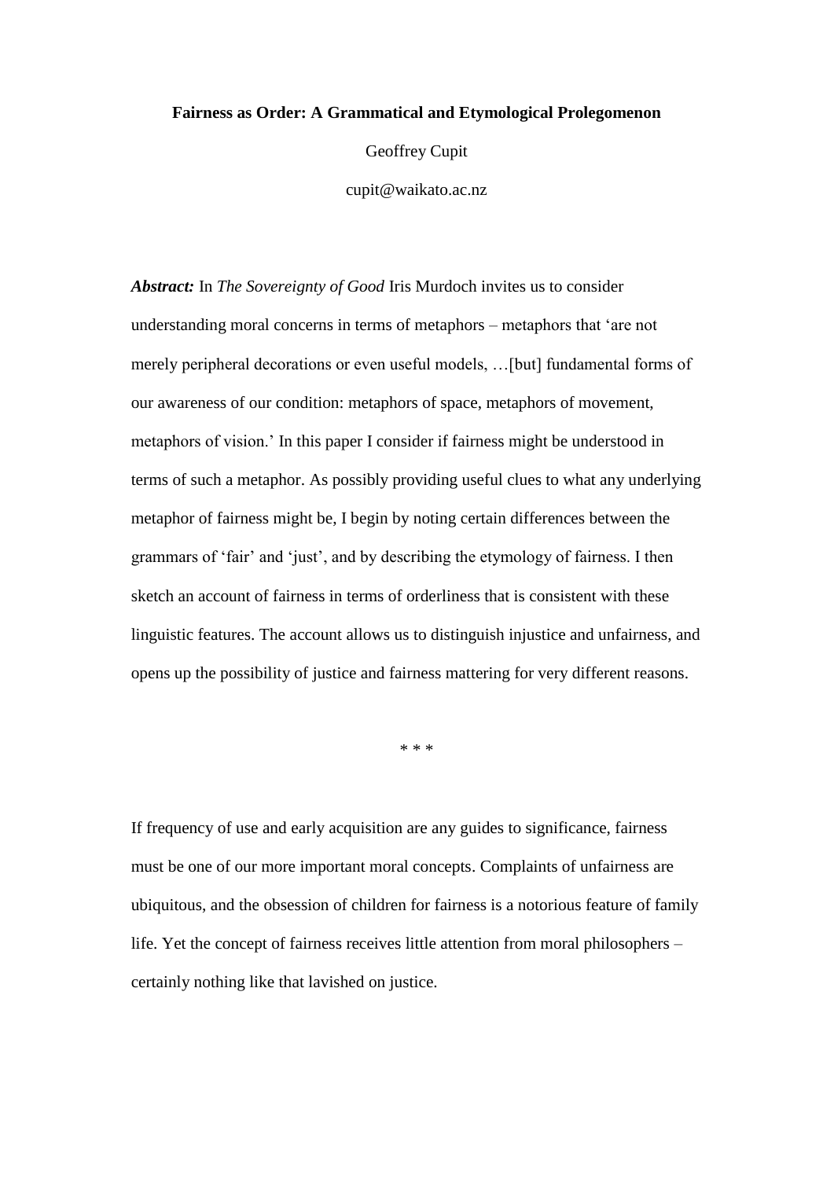**Fairness as Order: A Grammatical and Etymological Prolegomenon**

Geoffrey Cupit

cupit@waikato.ac.nz

***Abstract:*** In *The Sovereignty of Good* Iris Murdoch invites us to consider understanding moral concerns in terms of metaphors – metaphors that 'are not merely peripheral decorations or even useful models, …[but] fundamental forms of our awareness of our condition: metaphors of space, metaphors of movement, metaphors of vision.' In this paper I consider if fairness might be understood in terms of such a metaphor. As possibly providing useful clues to what any underlying metaphor of fairness might be, I begin by noting certain differences between the grammars of 'fair' and 'just', and by describing the etymology of fairness. I then sketch an account of fairness in terms of orderliness that is consistent with these linguistic features. The account allows us to distinguish injustice and unfairness, and opens up the possibility of justice and fairness mattering for very different reasons.

\* \* \*

If frequency of use and early acquisition are any guides to significance, fairness must be one of our more important moral concepts. Complaints of unfairness are ubiquitous, and the obsession of children for fairness is a notorious feature of family life. Yet the concept of fairness receives little attention from moral philosophers – certainly nothing like that lavished on justice.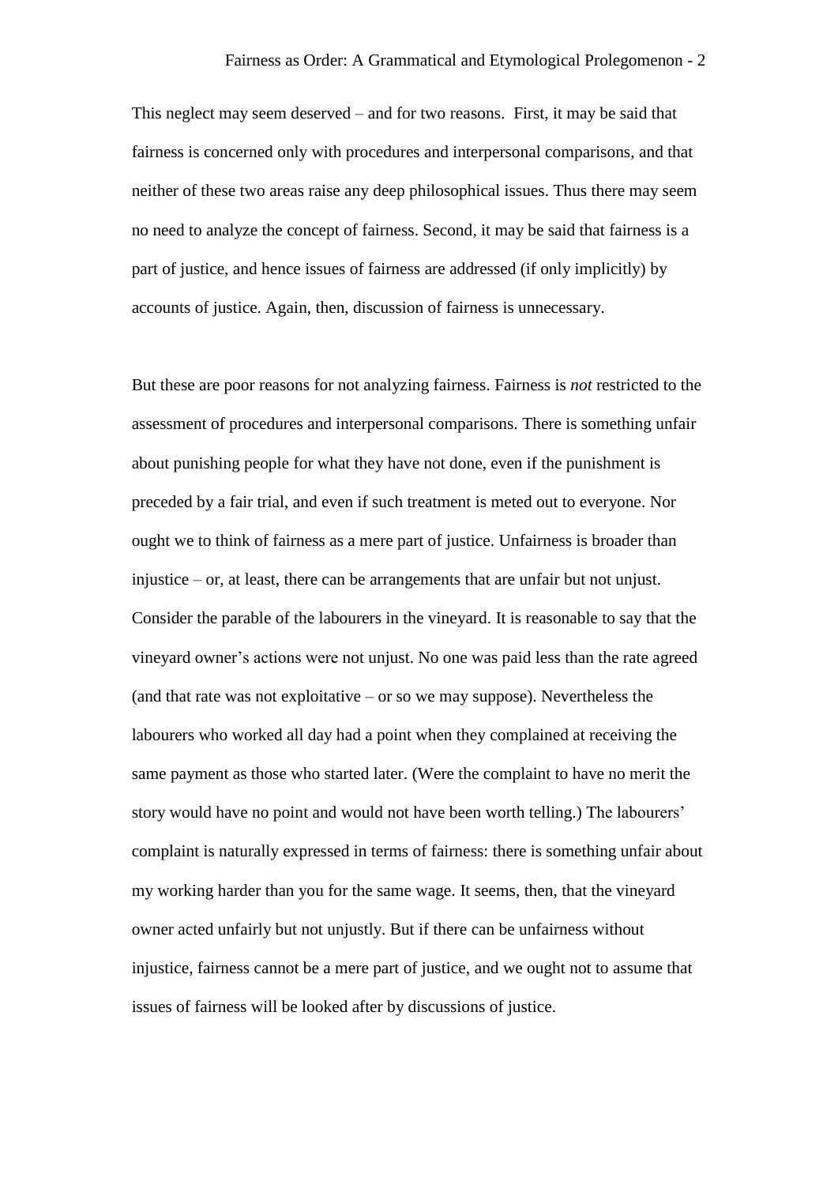This neglect may seem deserved – and for two reasons. First, it may be said that fairness is concerned only with procedures and interpersonal comparisons, and that neither of these two areas raise any deep philosophical issues. Thus there may seem no need to analyze the concept of fairness. Second, it may be said that fairness is a part of justice, and hence issues of fairness are addressed (if only implicitly) by accounts of justice. Again, then, discussion of fairness is unnecessary.

But these are poor reasons for not analyzing fairness. Fairness is *not* restricted to the assessment of procedures and interpersonal comparisons. There is something unfair about punishing people for what they have not done, even if the punishment is preceded by a fair trial, and even if such treatment is meted out to everyone. Nor ought we to think of fairness as a mere part of justice. Unfairness is broader than injustice – or, at least, there can be arrangements that are unfair but not unjust. Consider the parable of the labourers in the vineyard. It is reasonable to say that the vineyard owner's actions were not unjust. No one was paid less than the rate agreed (and that rate was not exploitative – or so we may suppose). Nevertheless the labourers who worked all day had a point when they complained at receiving the same payment as those who started later. (Were the complaint to have no merit the story would have no point and would not have been worth telling.) The labourers' complaint is naturally expressed in terms of fairness: there is something unfair about my working harder than you for the same wage. It seems, then, that the vineyard owner acted unfairly but not unjustly. But if there can be unfairness without injustice, fairness cannot be a mere part of justice, and we ought not to assume that issues of fairness will be looked after by discussions of justice.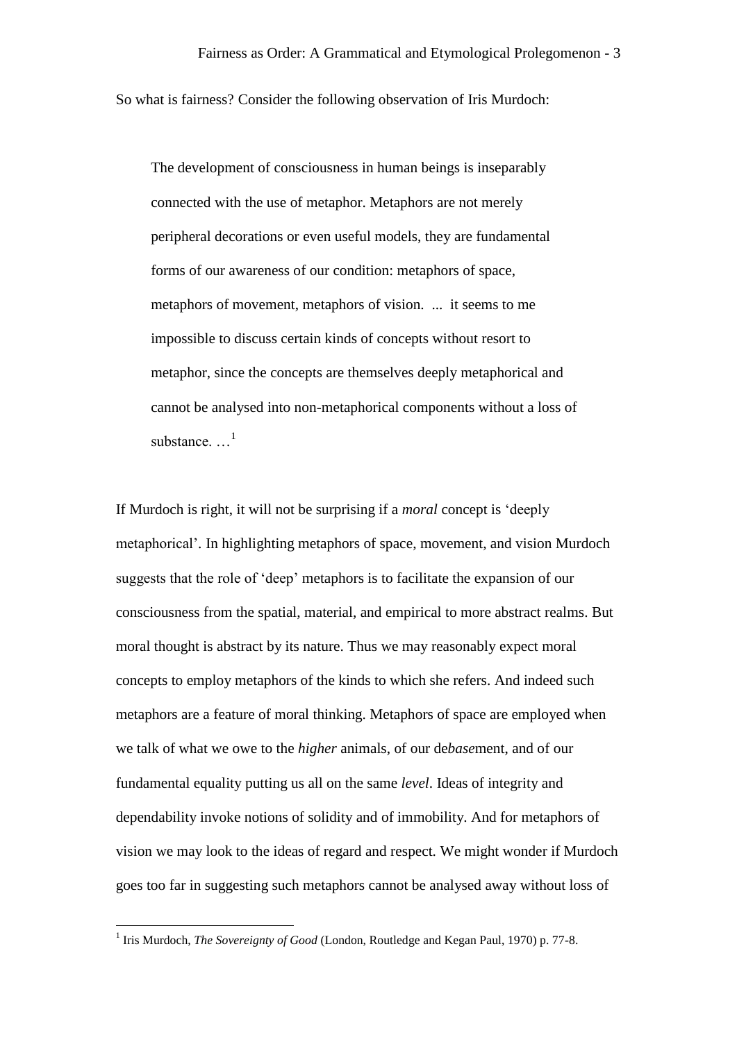So what is fairness? Consider the following observation of Iris Murdoch:

> The development of consciousness in human beings is inseparably connected with the use of metaphor. Metaphors are not merely peripheral decorations or even useful models, they are fundamental forms of our awareness of our condition: metaphors of space, metaphors of movement, metaphors of vision. ... it seems to me impossible to discuss certain kinds of concepts without resort to metaphor, since the concepts are themselves deeply metaphorical and cannot be analysed into non-metaphorical components without a loss of substance. …[1]

If Murdoch is right, it will not be surprising if a *moral* concept is 'deeply metaphorical'. In highlighting metaphors of space, movement, and vision Murdoch suggests that the role of 'deep' metaphors is to facilitate the expansion of our consciousness from the spatial, material, and empirical to more abstract realms. But moral thought is abstract by its nature. Thus we may reasonably expect moral concepts to employ metaphors of the kinds to which she refers. And indeed such metaphors are a feature of moral thinking. Metaphors of space are employed when we talk of what we owe to the *higher* animals, of our de*base*ment, and of our fundamental equality putting us all on the same *level*. Ideas of integrity and dependability invoke notions of solidity and of immobility. And for metaphors of vision we may look to the ideas of regard and respect. We might wonder if Murdoch goes too far in suggesting such metaphors cannot be analysed away without loss of

[1] Iris Murdoch, *The Sovereignty of Good* (London, Routledge and Kegan Paul, 1970) p. 77-8.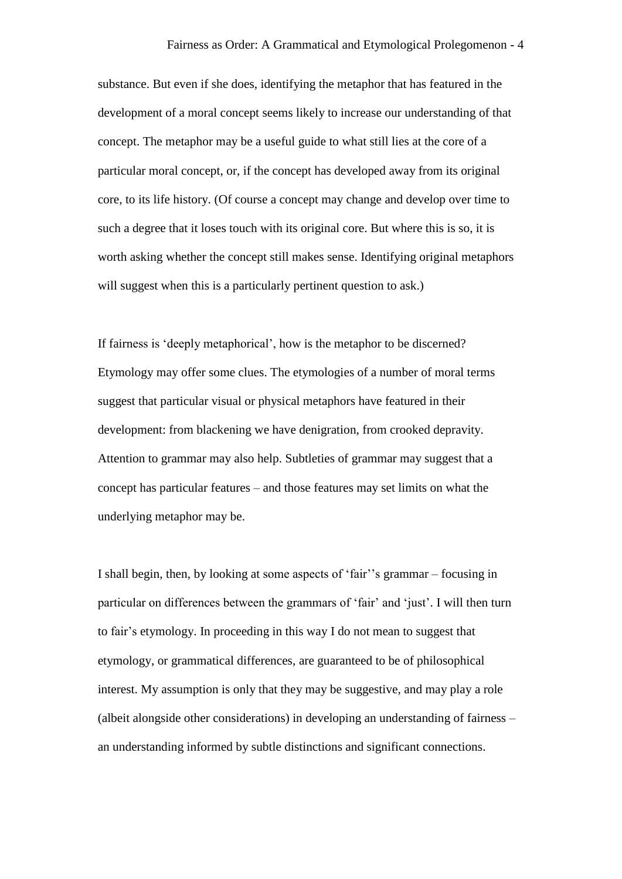substance. But even if she does, identifying the metaphor that has featured in the development of a moral concept seems likely to increase our understanding of that concept. The metaphor may be a useful guide to what still lies at the core of a particular moral concept, or, if the concept has developed away from its original core, to its life history. (Of course a concept may change and develop over time to such a degree that it loses touch with its original core. But where this is so, it is worth asking whether the concept still makes sense. Identifying original metaphors will suggest when this is a particularly pertinent question to ask.)

If fairness is 'deeply metaphorical', how is the metaphor to be discerned? Etymology may offer some clues. The etymologies of a number of moral terms suggest that particular visual or physical metaphors have featured in their development: from blackening we have denigration, from crooked depravity. Attention to grammar may also help. Subtleties of grammar may suggest that a concept has particular features – and those features may set limits on what the underlying metaphor may be.

I shall begin, then, by looking at some aspects of 'fair''s grammar – focusing in particular on differences between the grammars of 'fair' and 'just'. I will then turn to fair's etymology. In proceeding in this way I do not mean to suggest that etymology, or grammatical differences, are guaranteed to be of philosophical interest. My assumption is only that they may be suggestive, and may play a role (albeit alongside other considerations) in developing an understanding of fairness – an understanding informed by subtle distinctions and significant connections.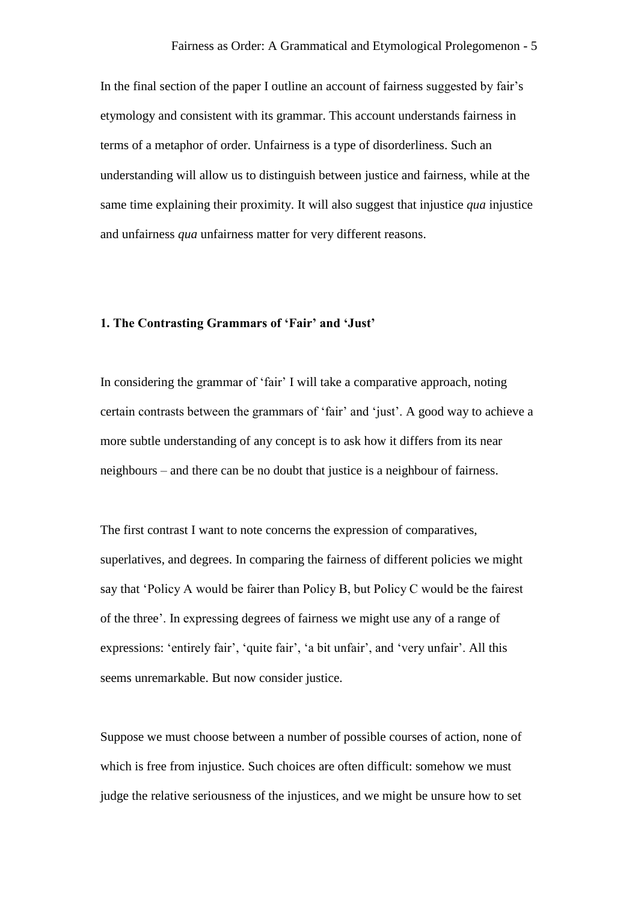In the final section of the paper I outline an account of fairness suggested by fair's etymology and consistent with its grammar. This account understands fairness in terms of a metaphor of order. Unfairness is a type of disorderliness. Such an understanding will allow us to distinguish between justice and fairness, while at the same time explaining their proximity. It will also suggest that injustice *qua* injustice and unfairness *qua* unfairness matter for very different reasons.

## 1. The Contrasting Grammars of 'Fair' and 'Just'

In considering the grammar of 'fair' I will take a comparative approach, noting certain contrasts between the grammars of 'fair' and 'just'. A good way to achieve a more subtle understanding of any concept is to ask how it differs from its near neighbours – and there can be no doubt that justice is a neighbour of fairness.

The first contrast I want to note concerns the expression of comparatives, superlatives, and degrees. In comparing the fairness of different policies we might say that 'Policy A would be fairer than Policy B, but Policy C would be the fairest of the three'. In expressing degrees of fairness we might use any of a range of expressions: 'entirely fair', 'quite fair', 'a bit unfair', and 'very unfair'. All this seems unremarkable. But now consider justice.

Suppose we must choose between a number of possible courses of action, none of which is free from injustice. Such choices are often difficult: somehow we must judge the relative seriousness of the injustices, and we might be unsure how to set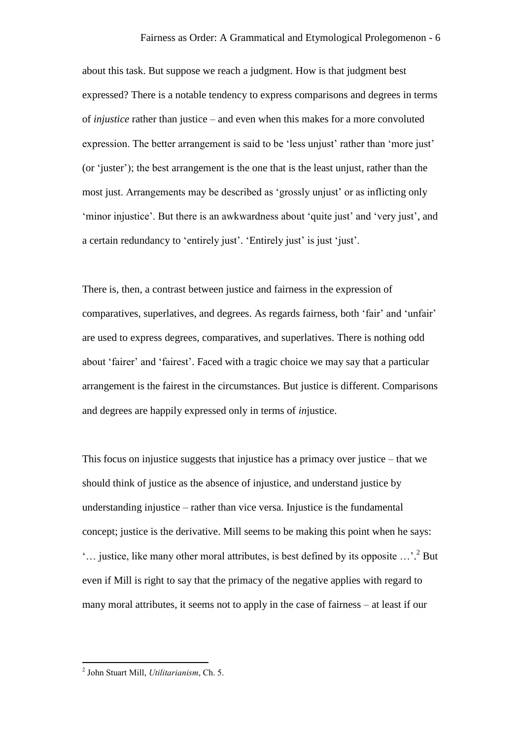about this task. But suppose we reach a judgment. How is that judgment best expressed? There is a notable tendency to express comparisons and degrees in terms of *injustice* rather than justice – and even when this makes for a more convoluted expression. The better arrangement is said to be 'less unjust' rather than 'more just' (or 'juster'); the best arrangement is the one that is the least unjust, rather than the most just. Arrangements may be described as 'grossly unjust' or as inflicting only 'minor injustice'. But there is an awkwardness about 'quite just' and 'very just', and a certain redundancy to 'entirely just'. 'Entirely just' is just 'just'.

There is, then, a contrast between justice and fairness in the expression of comparatives, superlatives, and degrees. As regards fairness, both 'fair' and 'unfair' are used to express degrees, comparatives, and superlatives. There is nothing odd about 'fairer' and 'fairest'. Faced with a tragic choice we may say that a particular arrangement is the fairest in the circumstances. But justice is different. Comparisons and degrees are happily expressed only in terms of *in*justice.

This focus on injustice suggests that injustice has a primacy over justice – that we should think of justice as the absence of injustice, and understand justice by understanding injustice – rather than vice versa. Injustice is the fundamental concept; justice is the derivative. Mill seems to be making this point when he says: '… justice, like many other moral attributes, is best defined by its opposite …'.[2] But even if Mill is right to say that the primacy of the negative applies with regard to many moral attributes, it seems not to apply in the case of fairness – at least if our

[2] John Stuart Mill, *Utilitarianism*, Ch. 5.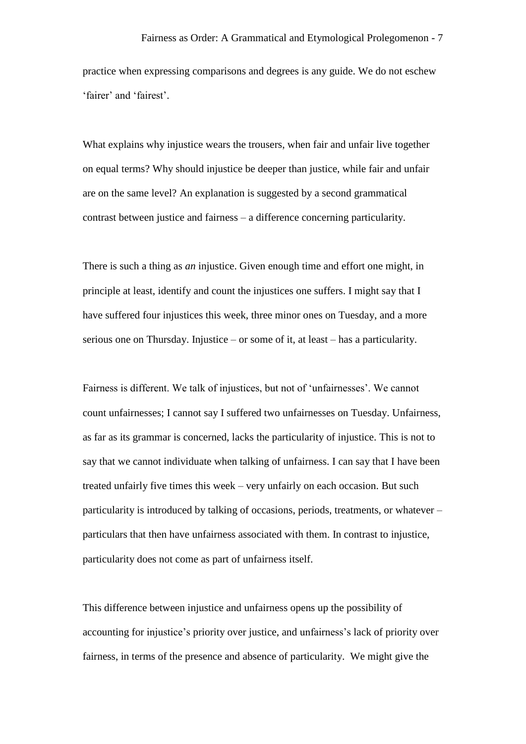practice when expressing comparisons and degrees is any guide. We do not eschew 'fairer' and 'fairest'.

What explains why injustice wears the trousers, when fair and unfair live together on equal terms? Why should injustice be deeper than justice, while fair and unfair are on the same level? An explanation is suggested by a second grammatical contrast between justice and fairness – a difference concerning particularity.

There is such a thing as *an* injustice. Given enough time and effort one might, in principle at least, identify and count the injustices one suffers. I might say that I have suffered four injustices this week, three minor ones on Tuesday, and a more serious one on Thursday. Injustice – or some of it, at least – has a particularity.

Fairness is different. We talk of injustices, but not of 'unfairnesses'. We cannot count unfairnesses; I cannot say I suffered two unfairnesses on Tuesday. Unfairness, as far as its grammar is concerned, lacks the particularity of injustice. This is not to say that we cannot individuate when talking of unfairness. I can say that I have been treated unfairly five times this week – very unfairly on each occasion. But such particularity is introduced by talking of occasions, periods, treatments, or whatever – particulars that then have unfairness associated with them. In contrast to injustice, particularity does not come as part of unfairness itself.

This difference between injustice and unfairness opens up the possibility of accounting for injustice's priority over justice, and unfairness's lack of priority over fairness, in terms of the presence and absence of particularity. We might give the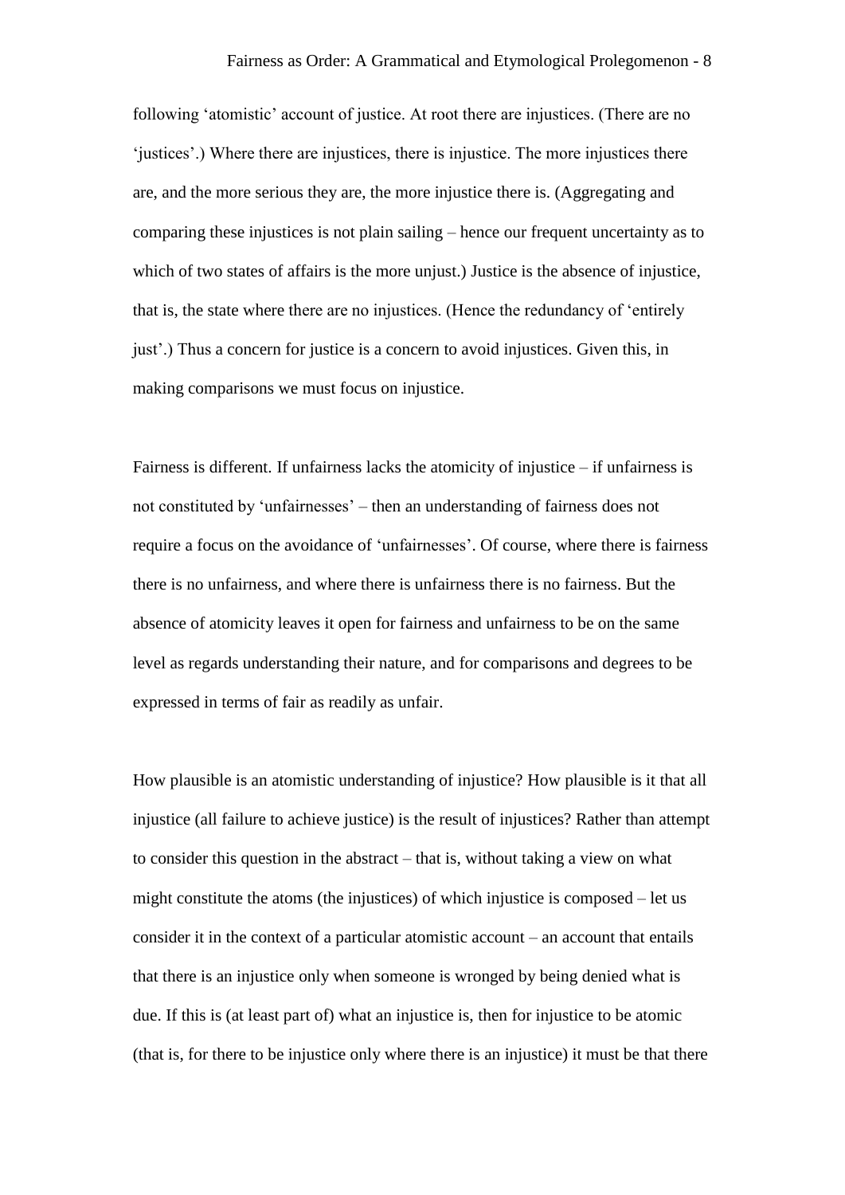following 'atomistic' account of justice. At root there are injustices. (There are no 'justices'.) Where there are injustices, there is injustice. The more injustices there are, and the more serious they are, the more injustice there is. (Aggregating and comparing these injustices is not plain sailing – hence our frequent uncertainty as to which of two states of affairs is the more unjust.) Justice is the absence of injustice, that is, the state where there are no injustices. (Hence the redundancy of 'entirely just'.) Thus a concern for justice is a concern to avoid injustices. Given this, in making comparisons we must focus on injustice.

Fairness is different. If unfairness lacks the atomicity of injustice – if unfairness is not constituted by 'unfairnesses' – then an understanding of fairness does not require a focus on the avoidance of 'unfairnesses'. Of course, where there is fairness there is no unfairness, and where there is unfairness there is no fairness. But the absence of atomicity leaves it open for fairness and unfairness to be on the same level as regards understanding their nature, and for comparisons and degrees to be expressed in terms of fair as readily as unfair.

How plausible is an atomistic understanding of injustice? How plausible is it that all injustice (all failure to achieve justice) is the result of injustices? Rather than attempt to consider this question in the abstract – that is, without taking a view on what might constitute the atoms (the injustices) of which injustice is composed – let us consider it in the context of a particular atomistic account – an account that entails that there is an injustice only when someone is wronged by being denied what is due. If this is (at least part of) what an injustice is, then for injustice to be atomic (that is, for there to be injustice only where there is an injustice) it must be that there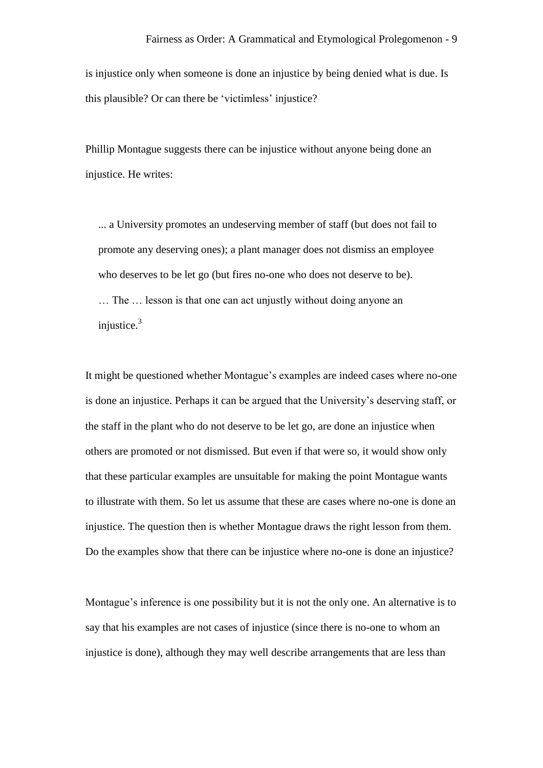is injustice only when someone is done an injustice by being denied what is due. Is this plausible? Or can there be 'victimless' injustice?

Phillip Montague suggests there can be injustice without anyone being done an injustice. He writes:

> ... a University promotes an undeserving member of staff (but does not fail to promote any deserving ones); a plant manager does not dismiss an employee who deserves to be let go (but fires no-one who does not deserve to be). … The … lesson is that one can act unjustly without doing anyone an injustice.[3]

It might be questioned whether Montague's examples are indeed cases where no-one is done an injustice. Perhaps it can be argued that the University's deserving staff, or the staff in the plant who do not deserve to be let go, are done an injustice when others are promoted or not dismissed. But even if that were so, it would show only that these particular examples are unsuitable for making the point Montague wants to illustrate with them. So let us assume that these are cases where no-one is done an injustice. The question then is whether Montague draws the right lesson from them. Do the examples show that there can be injustice where no-one is done an injustice?

Montague's inference is one possibility but it is not the only one. An alternative is to say that his examples are not cases of injustice (since there is no-one to whom an injustice is done), although they may well describe arrangements that are less than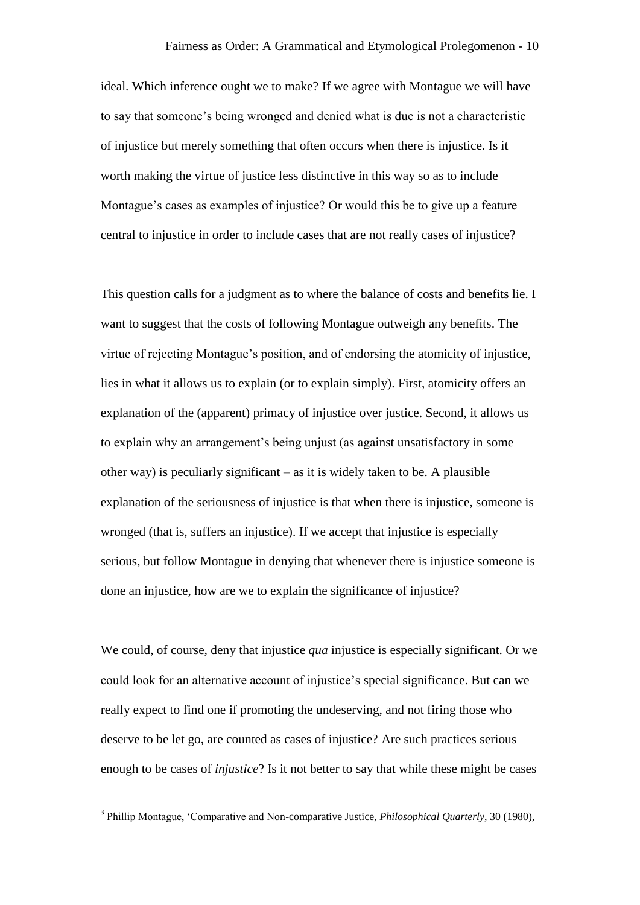ideal. Which inference ought we to make? If we agree with Montague we will have to say that someone's being wronged and denied what is due is not a characteristic of injustice but merely something that often occurs when there is injustice. Is it worth making the virtue of justice less distinctive in this way so as to include Montague's cases as examples of injustice? Or would this be to give up a feature central to injustice in order to include cases that are not really cases of injustice?

This question calls for a judgment as to where the balance of costs and benefits lie. I want to suggest that the costs of following Montague outweigh any benefits. The virtue of rejecting Montague's position, and of endorsing the atomicity of injustice, lies in what it allows us to explain (or to explain simply). First, atomicity offers an explanation of the (apparent) primacy of injustice over justice. Second, it allows us to explain why an arrangement's being unjust (as against unsatisfactory in some other way) is peculiarly significant – as it is widely taken to be. A plausible explanation of the seriousness of injustice is that when there is injustice, someone is wronged (that is, suffers an injustice). If we accept that injustice is especially serious, but follow Montague in denying that whenever there is injustice someone is done an injustice, how are we to explain the significance of injustice?

We could, of course, deny that injustice *qua* injustice is especially significant. Or we could look for an alternative account of injustice's special significance. But can we really expect to find one if promoting the undeserving, and not firing those who deserve to be let go, are counted as cases of injustice? Are such practices serious enough to be cases of *injustice*? Is it not better to say that while these might be cases

---

[3] Phillip Montague, 'Comparative and Non-comparative Justice, *Philosophical Quarterly*, 30 (1980),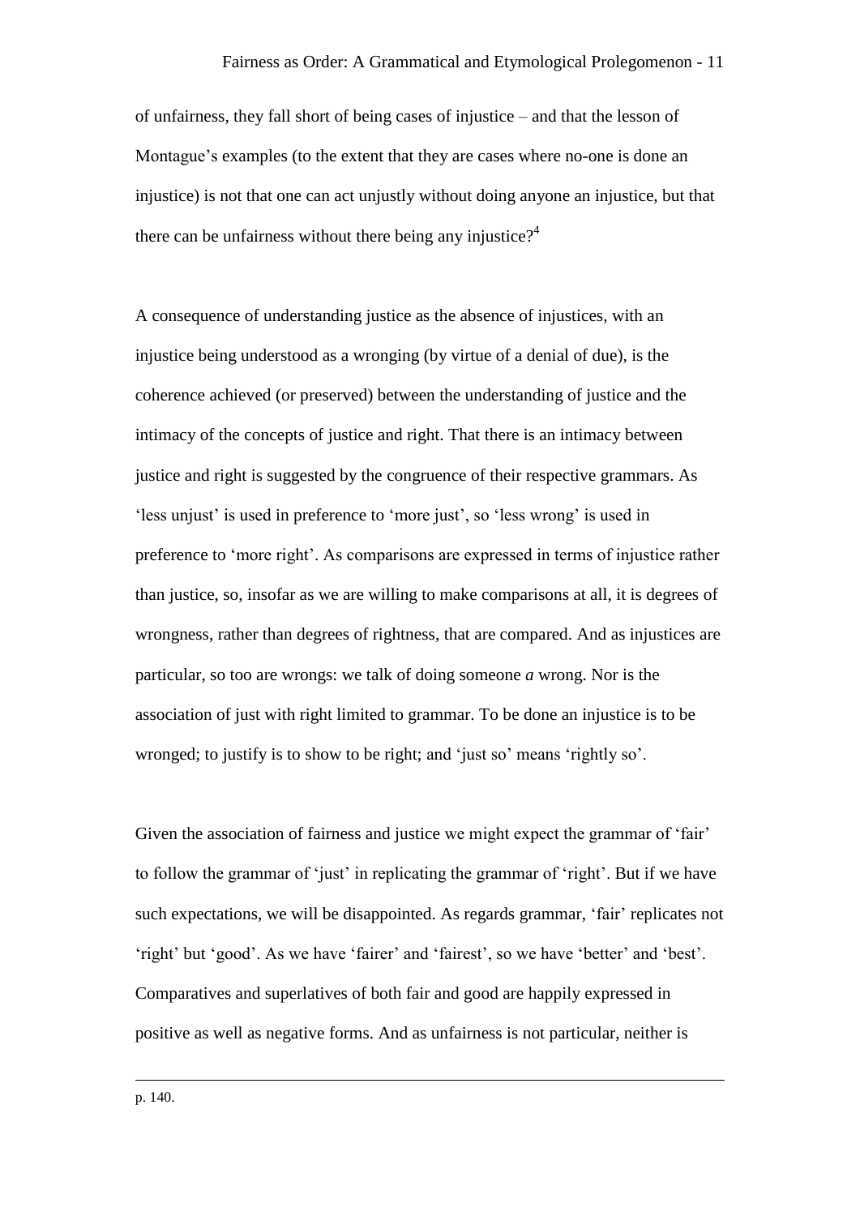of unfairness, they fall short of being cases of injustice – and that the lesson of Montague's examples (to the extent that they are cases where no-one is done an injustice) is not that one can act unjustly without doing anyone an injustice, but that there can be unfairness without there being any injustice?[4]

A consequence of understanding justice as the absence of injustices, with an injustice being understood as a wronging (by virtue of a denial of due), is the coherence achieved (or preserved) between the understanding of justice and the intimacy of the concepts of justice and right. That there is an intimacy between justice and right is suggested by the congruence of their respective grammars. As 'less unjust' is used in preference to 'more just', so 'less wrong' is used in preference to 'more right'. As comparisons are expressed in terms of injustice rather than justice, so, insofar as we are willing to make comparisons at all, it is degrees of wrongness, rather than degrees of rightness, that are compared. And as injustices are particular, so too are wrongs: we talk of doing someone *a* wrong. Nor is the association of just with right limited to grammar. To be done an injustice is to be wronged; to justify is to show to be right; and 'just so' means 'rightly so'.

Given the association of fairness and justice we might expect the grammar of 'fair' to follow the grammar of 'just' in replicating the grammar of 'right'. But if we have such expectations, we will be disappointed. As regards grammar, 'fair' replicates not 'right' but 'good'. As we have 'fairer' and 'fairest', so we have 'better' and 'best'. Comparatives and superlatives of both fair and good are happily expressed in positive as well as negative forms. And as unfairness is not particular, neither is

---

p. 140.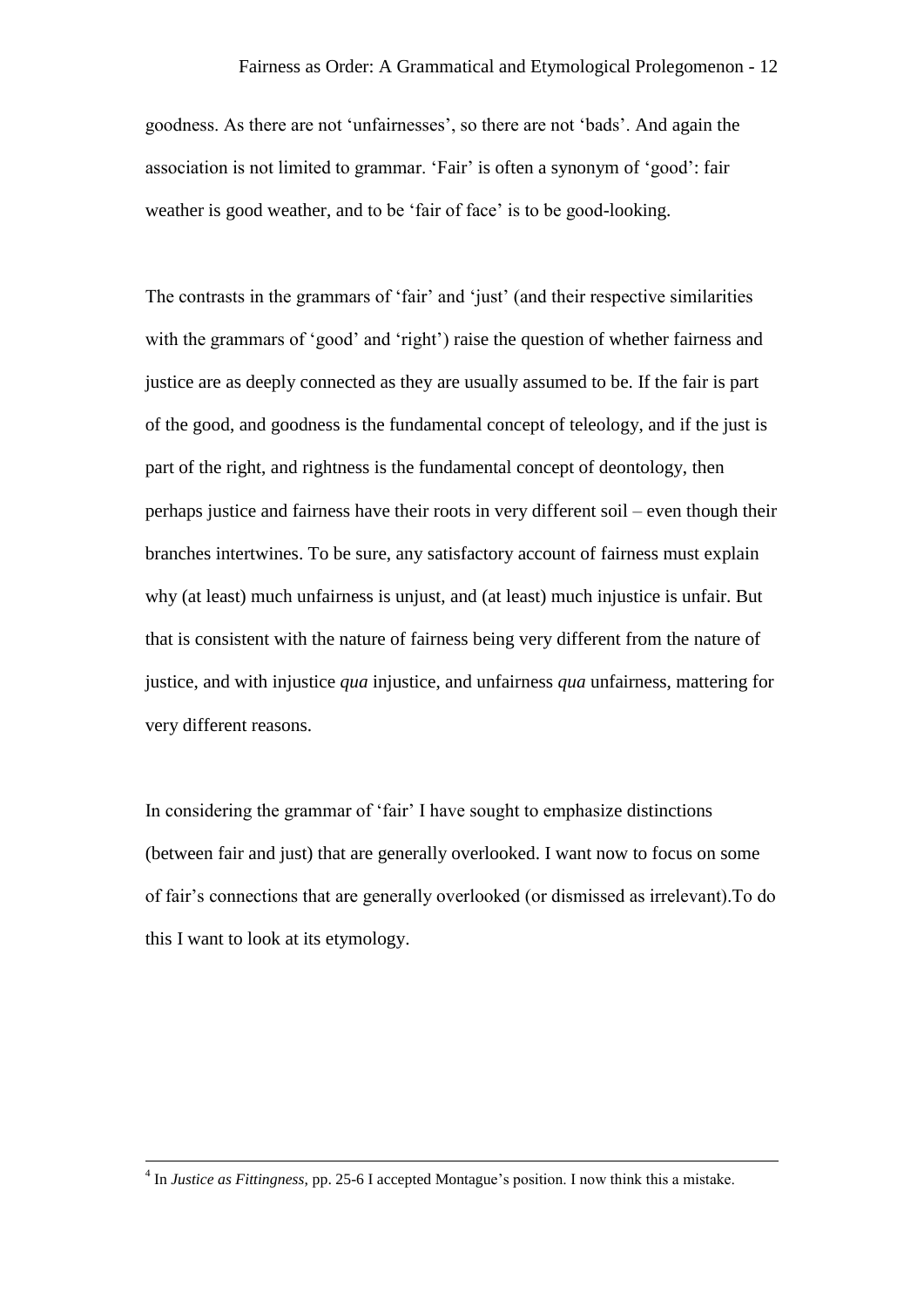goodness. As there are not 'unfairnesses', so there are not 'bads'. And again the association is not limited to grammar. 'Fair' is often a synonym of 'good': fair weather is good weather, and to be 'fair of face' is to be good-looking.

The contrasts in the grammars of 'fair' and 'just' (and their respective similarities with the grammars of 'good' and 'right') raise the question of whether fairness and justice are as deeply connected as they are usually assumed to be. If the fair is part of the good, and goodness is the fundamental concept of teleology, and if the just is part of the right, and rightness is the fundamental concept of deontology, then perhaps justice and fairness have their roots in very different soil – even though their branches intertwines. To be sure, any satisfactory account of fairness must explain why (at least) much unfairness is unjust, and (at least) much injustice is unfair. But that is consistent with the nature of fairness being very different from the nature of justice, and with injustice *qua* injustice, and unfairness *qua* unfairness, mattering for very different reasons.

In considering the grammar of 'fair' I have sought to emphasize distinctions (between fair and just) that are generally overlooked. I want now to focus on some of fair's connections that are generally overlooked (or dismissed as irrelevant).To do this I want to look at its etymology.

---

[4] In *Justice as Fittingness*, pp. 25-6 I accepted Montague's position. I now think this a mistake.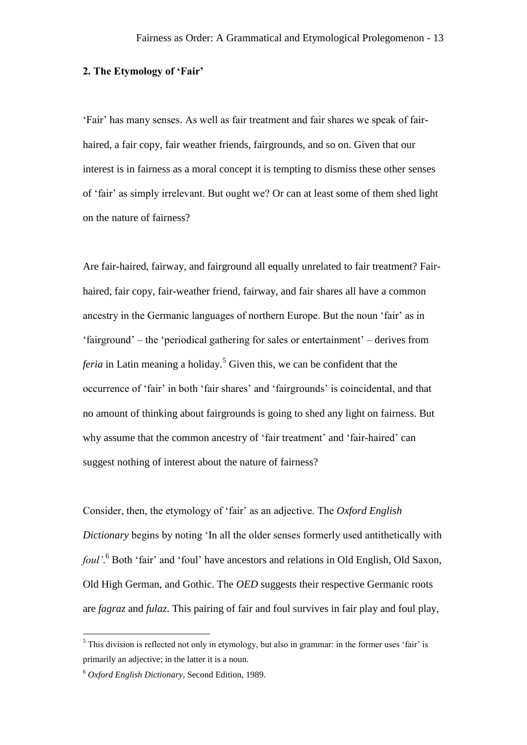## 2. The Etymology of 'Fair'

'Fair' has many senses. As well as fair treatment and fair shares we speak of fair-haired, a fair copy, fair weather friends, fairgrounds, and so on. Given that our interest is in fairness as a moral concept it is tempting to dismiss these other senses of 'fair' as simply irrelevant. But ought we? Or can at least some of them shed light on the nature of fairness?

Are fair-haired, fairway, and fairground all equally unrelated to fair treatment? Fair-haired, fair copy, fair-weather friend, fairway, and fair shares all have a common ancestry in the Germanic languages of northern Europe. But the noun 'fair' as in 'fairground' – the 'periodical gathering for sales or entertainment' – derives from *feria* in Latin meaning a holiday.[5] Given this, we can be confident that the occurrence of 'fair' in both 'fair shares' and 'fairgrounds' is coincidental, and that no amount of thinking about fairgrounds is going to shed any light on fairness. But why assume that the common ancestry of 'fair treatment' and 'fair-haired' can suggest nothing of interest about the nature of fairness?

Consider, then, the etymology of 'fair' as an adjective. The *Oxford English Dictionary* begins by noting 'In all the older senses formerly used antithetically with *foul'*.[6] Both 'fair' and 'foul' have ancestors and relations in Old English, Old Saxon, Old High German, and Gothic. The *OED* suggests their respective Germanic roots are *fagraz* and *fulaz*. This pairing of fair and foul survives in fair play and foul play,

[5] This division is reflected not only in etymology, but also in grammar: in the former uses 'fair' is primarily an adjective; in the latter it is a noun.

[6] *Oxford English Dictionary*, Second Edition, 1989.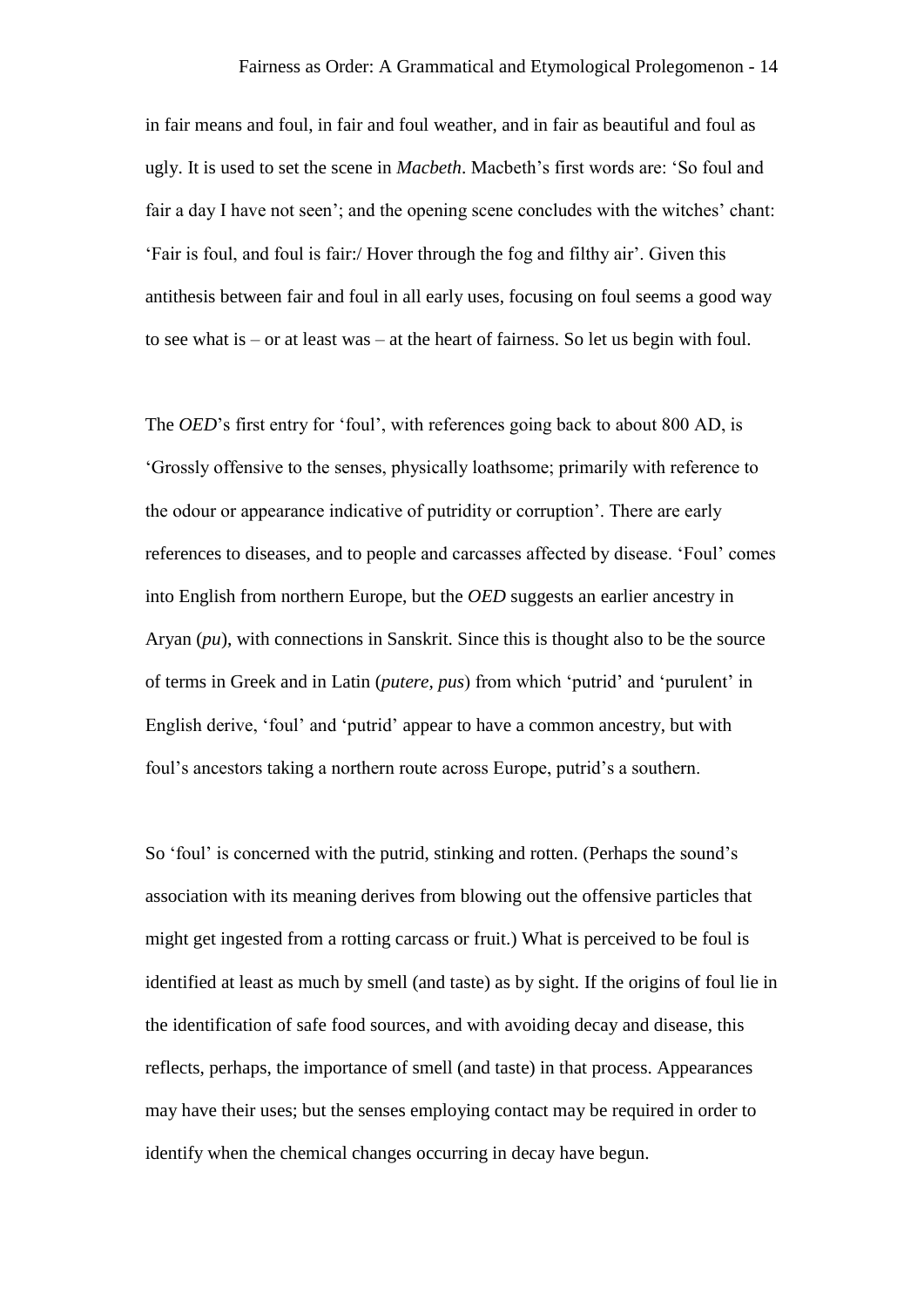in fair means and foul, in fair and foul weather, and in fair as beautiful and foul as ugly. It is used to set the scene in *Macbeth*. Macbeth's first words are: 'So foul and fair a day I have not seen'; and the opening scene concludes with the witches' chant: 'Fair is foul, and foul is fair:/ Hover through the fog and filthy air'. Given this antithesis between fair and foul in all early uses, focusing on foul seems a good way to see what is – or at least was – at the heart of fairness. So let us begin with foul.

The *OED*'s first entry for 'foul', with references going back to about 800 AD, is 'Grossly offensive to the senses, physically loathsome; primarily with reference to the odour or appearance indicative of putridity or corruption'. There are early references to diseases, and to people and carcasses affected by disease. 'Foul' comes into English from northern Europe, but the *OED* suggests an earlier ancestry in Aryan (*pu*), with connections in Sanskrit. Since this is thought also to be the source of terms in Greek and in Latin (*putere, pus*) from which 'putrid' and 'purulent' in English derive, 'foul' and 'putrid' appear to have a common ancestry, but with foul's ancestors taking a northern route across Europe, putrid's a southern.

So 'foul' is concerned with the putrid, stinking and rotten. (Perhaps the sound's association with its meaning derives from blowing out the offensive particles that might get ingested from a rotting carcass or fruit.) What is perceived to be foul is identified at least as much by smell (and taste) as by sight. If the origins of foul lie in the identification of safe food sources, and with avoiding decay and disease, this reflects, perhaps, the importance of smell (and taste) in that process. Appearances may have their uses; but the senses employing contact may be required in order to identify when the chemical changes occurring in decay have begun.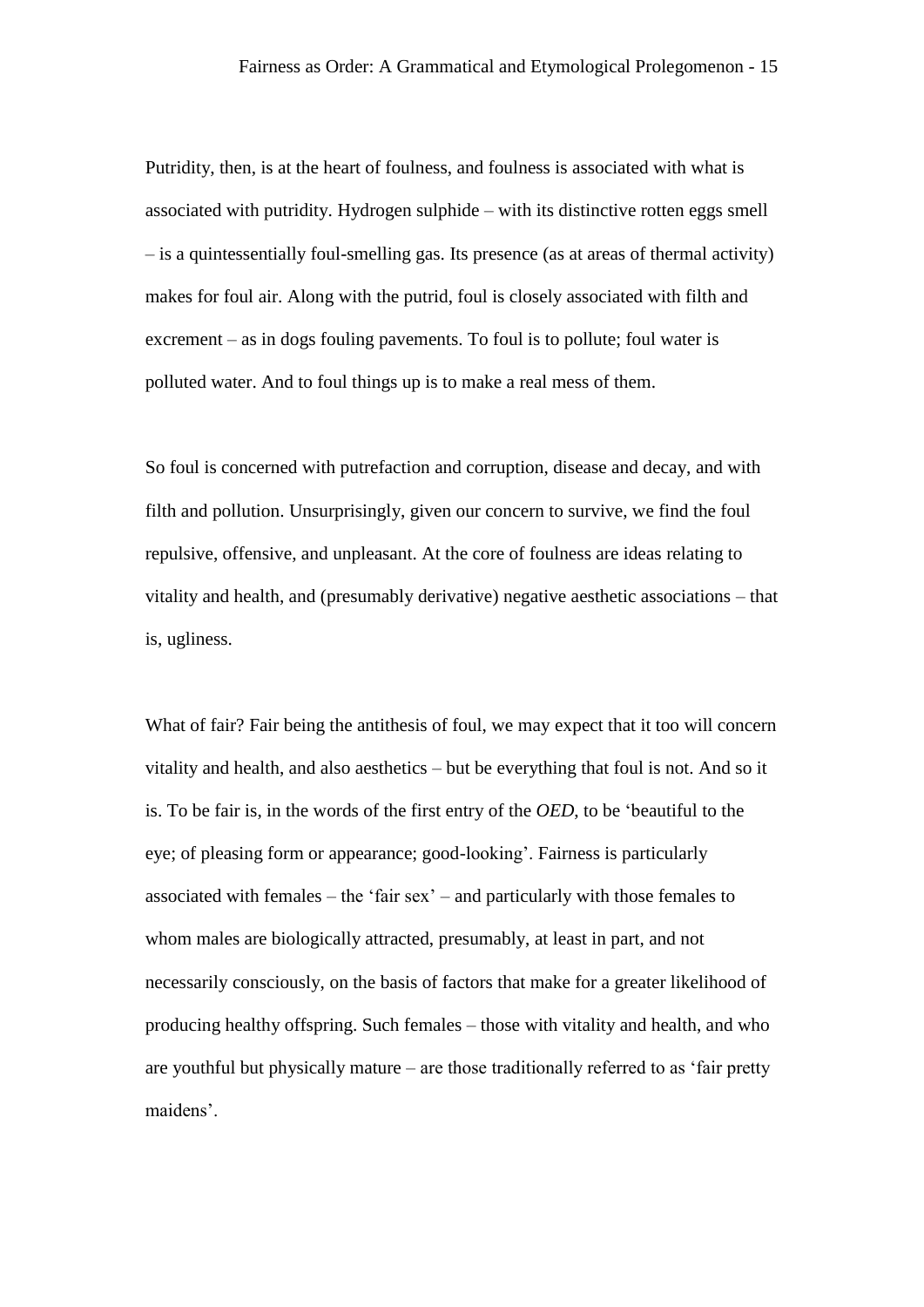Putridity, then, is at the heart of foulness, and foulness is associated with what is associated with putridity. Hydrogen sulphide – with its distinctive rotten eggs smell – is a quintessentially foul-smelling gas. Its presence (as at areas of thermal activity) makes for foul air. Along with the putrid, foul is closely associated with filth and excrement – as in dogs fouling pavements. To foul is to pollute; foul water is polluted water. And to foul things up is to make a real mess of them.

So foul is concerned with putrefaction and corruption, disease and decay, and with filth and pollution. Unsurprisingly, given our concern to survive, we find the foul repulsive, offensive, and unpleasant. At the core of foulness are ideas relating to vitality and health, and (presumably derivative) negative aesthetic associations – that is, ugliness.

What of fair? Fair being the antithesis of foul, we may expect that it too will concern vitality and health, and also aesthetics – but be everything that foul is not. And so it is. To be fair is, in the words of the first entry of the *OED*, to be 'beautiful to the eye; of pleasing form or appearance; good-looking'. Fairness is particularly associated with females – the 'fair sex' – and particularly with those females to whom males are biologically attracted, presumably, at least in part, and not necessarily consciously, on the basis of factors that make for a greater likelihood of producing healthy offspring. Such females – those with vitality and health, and who are youthful but physically mature – are those traditionally referred to as 'fair pretty maidens'.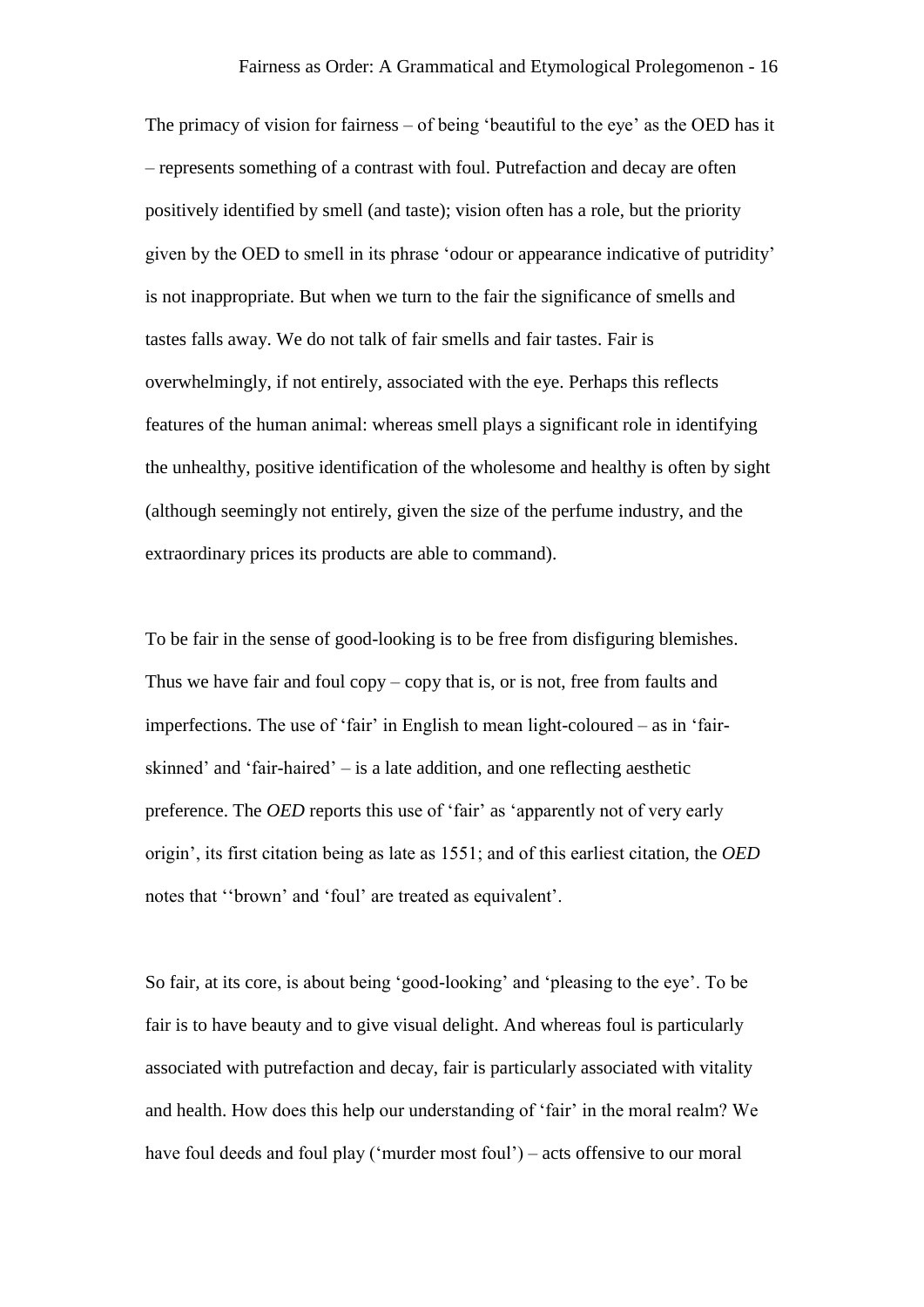The primacy of vision for fairness – of being 'beautiful to the eye' as the OED has it – represents something of a contrast with foul. Putrefaction and decay are often positively identified by smell (and taste); vision often has a role, but the priority given by the OED to smell in its phrase 'odour or appearance indicative of putridity' is not inappropriate. But when we turn to the fair the significance of smells and tastes falls away. We do not talk of fair smells and fair tastes. Fair is overwhelmingly, if not entirely, associated with the eye. Perhaps this reflects features of the human animal: whereas smell plays a significant role in identifying the unhealthy, positive identification of the wholesome and healthy is often by sight (although seemingly not entirely, given the size of the perfume industry, and the extraordinary prices its products are able to command).

To be fair in the sense of good-looking is to be free from disfiguring blemishes. Thus we have fair and foul copy – copy that is, or is not, free from faults and imperfections. The use of 'fair' in English to mean light-coloured – as in 'fair-skinned' and 'fair-haired' – is a late addition, and one reflecting aesthetic preference. The *OED* reports this use of 'fair' as 'apparently not of very early origin', its first citation being as late as 1551; and of this earliest citation, the *OED* notes that ''brown' and 'foul' are treated as equivalent'.

So fair, at its core, is about being 'good-looking' and 'pleasing to the eye'. To be fair is to have beauty and to give visual delight. And whereas foul is particularly associated with putrefaction and decay, fair is particularly associated with vitality and health. How does this help our understanding of 'fair' in the moral realm? We have foul deeds and foul play ('murder most foul') – acts offensive to our moral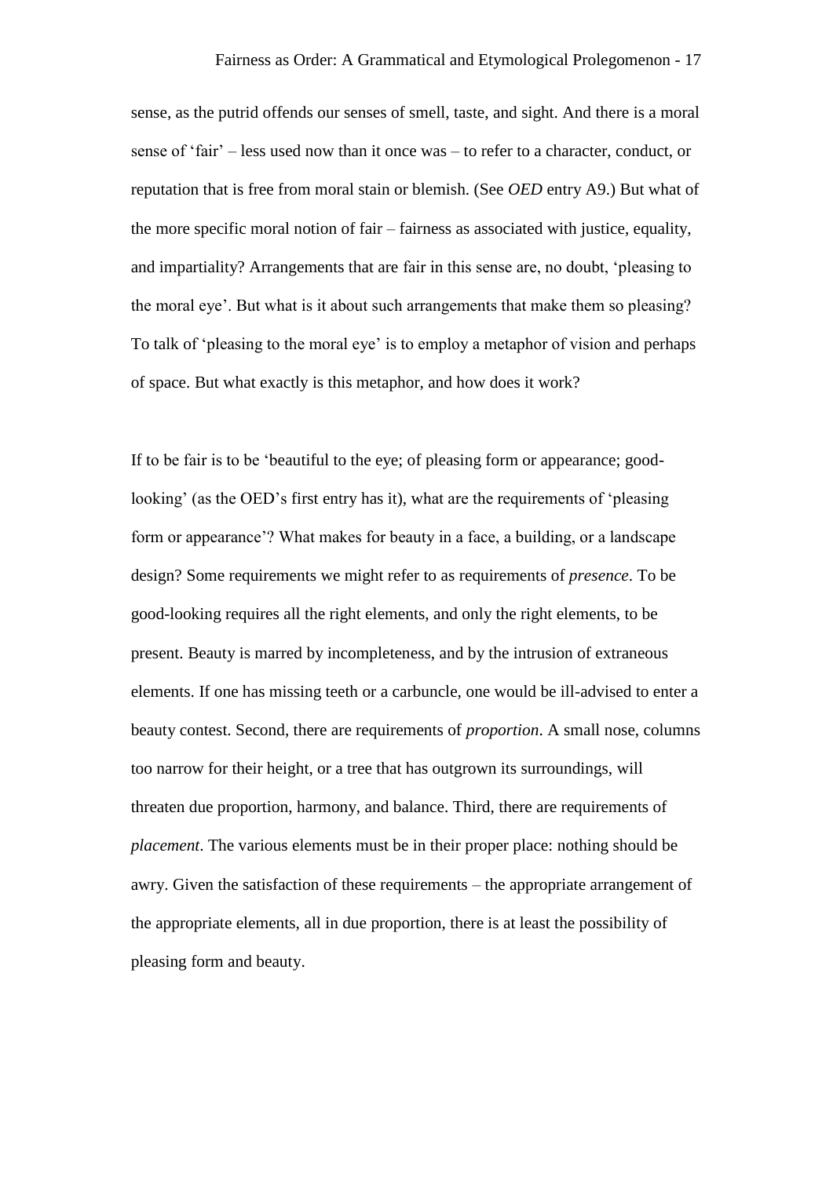sense, as the putrid offends our senses of smell, taste, and sight. And there is a moral sense of 'fair' – less used now than it once was – to refer to a character, conduct, or reputation that is free from moral stain or blemish. (See *OED* entry A9.) But what of the more specific moral notion of fair – fairness as associated with justice, equality, and impartiality? Arrangements that are fair in this sense are, no doubt, 'pleasing to the moral eye'. But what is it about such arrangements that make them so pleasing? To talk of 'pleasing to the moral eye' is to employ a metaphor of vision and perhaps of space. But what exactly is this metaphor, and how does it work?

If to be fair is to be 'beautiful to the eye; of pleasing form or appearance; good-looking' (as the OED's first entry has it), what are the requirements of 'pleasing form or appearance'? What makes for beauty in a face, a building, or a landscape design? Some requirements we might refer to as requirements of *presence*. To be good-looking requires all the right elements, and only the right elements, to be present. Beauty is marred by incompleteness, and by the intrusion of extraneous elements. If one has missing teeth or a carbuncle, one would be ill-advised to enter a beauty contest. Second, there are requirements of *proportion*. A small nose, columns too narrow for their height, or a tree that has outgrown its surroundings, will threaten due proportion, harmony, and balance. Third, there are requirements of *placement*. The various elements must be in their proper place: nothing should be awry. Given the satisfaction of these requirements – the appropriate arrangement of the appropriate elements, all in due proportion, there is at least the possibility of pleasing form and beauty.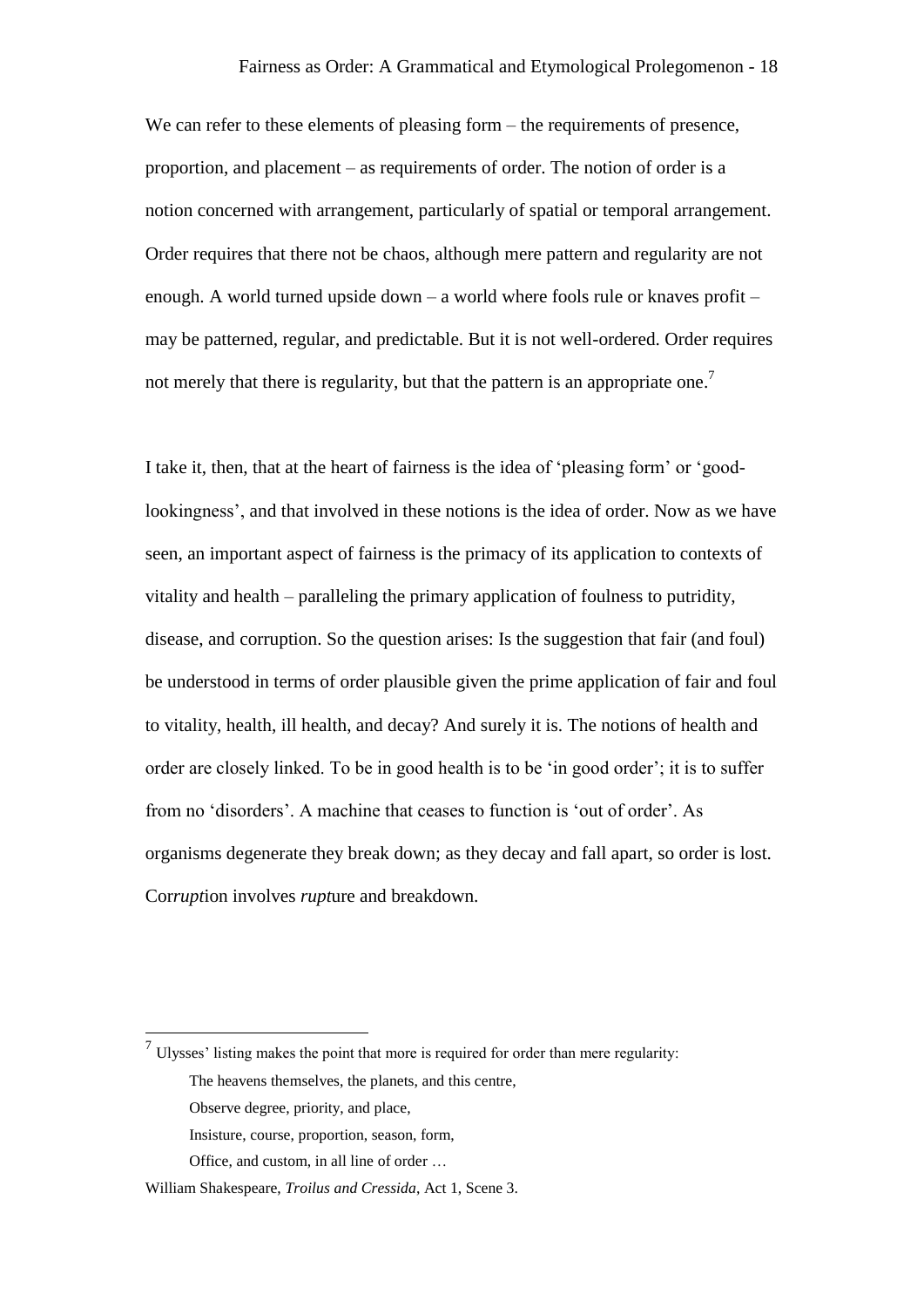We can refer to these elements of pleasing form – the requirements of presence, proportion, and placement – as requirements of order. The notion of order is a notion concerned with arrangement, particularly of spatial or temporal arrangement. Order requires that there not be chaos, although mere pattern and regularity are not enough. A world turned upside down – a world where fools rule or knaves profit – may be patterned, regular, and predictable. But it is not well-ordered. Order requires not merely that there is regularity, but that the pattern is an appropriate one.[7]

I take it, then, that at the heart of fairness is the idea of 'pleasing form' or 'good-lookingness', and that involved in these notions is the idea of order. Now as we have seen, an important aspect of fairness is the primacy of its application to contexts of vitality and health – paralleling the primary application of foulness to putridity, disease, and corruption. So the question arises: Is the suggestion that fair (and foul) be understood in terms of order plausible given the prime application of fair and foul to vitality, health, ill health, and decay? And surely it is. The notions of health and order are closely linked. To be in good health is to be 'in good order'; it is to suffer from no 'disorders'. A machine that ceases to function is 'out of order'. As organisms degenerate they break down; as they decay and fall apart, so order is lost. Cor*rupt*ion involves *rupt*ure and breakdown.

---

[7] Ulysses' listing makes the point that more is required for order than mere regularity:

> The heavens themselves, the planets, and this centre,
> Observe degree, priority, and place,
> Insisture, course, proportion, season, form,
> Office, and custom, in all line of order …

William Shakespeare, *Troilus and Cressida*, Act 1, Scene 3.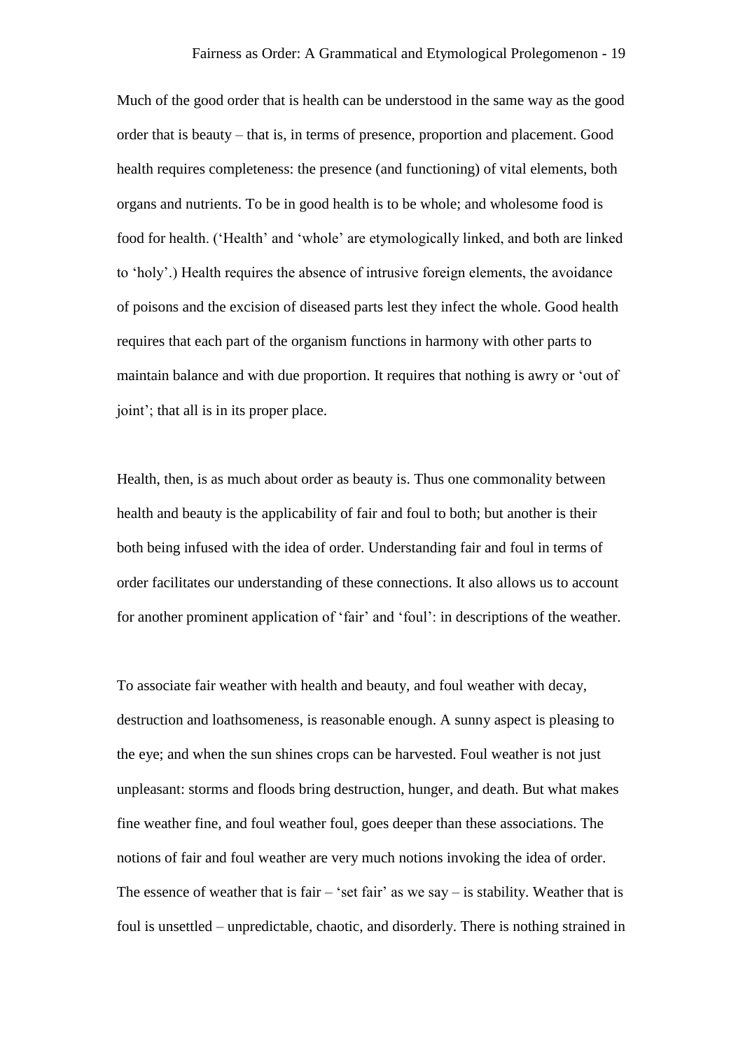Much of the good order that is health can be understood in the same way as the good order that is beauty – that is, in terms of presence, proportion and placement. Good health requires completeness: the presence (and functioning) of vital elements, both organs and nutrients. To be in good health is to be whole; and wholesome food is food for health. ('Health' and 'whole' are etymologically linked, and both are linked to 'holy'.) Health requires the absence of intrusive foreign elements, the avoidance of poisons and the excision of diseased parts lest they infect the whole. Good health requires that each part of the organism functions in harmony with other parts to maintain balance and with due proportion. It requires that nothing is awry or 'out of joint'; that all is in its proper place.

Health, then, is as much about order as beauty is. Thus one commonality between health and beauty is the applicability of fair and foul to both; but another is their both being infused with the idea of order. Understanding fair and foul in terms of order facilitates our understanding of these connections. It also allows us to account for another prominent application of 'fair' and 'foul': in descriptions of the weather.

To associate fair weather with health and beauty, and foul weather with decay, destruction and loathsomeness, is reasonable enough. A sunny aspect is pleasing to the eye; and when the sun shines crops can be harvested. Foul weather is not just unpleasant: storms and floods bring destruction, hunger, and death. But what makes fine weather fine, and foul weather foul, goes deeper than these associations. The notions of fair and foul weather are very much notions invoking the idea of order. The essence of weather that is fair – 'set fair' as we say – is stability. Weather that is foul is unsettled – unpredictable, chaotic, and disorderly. There is nothing strained in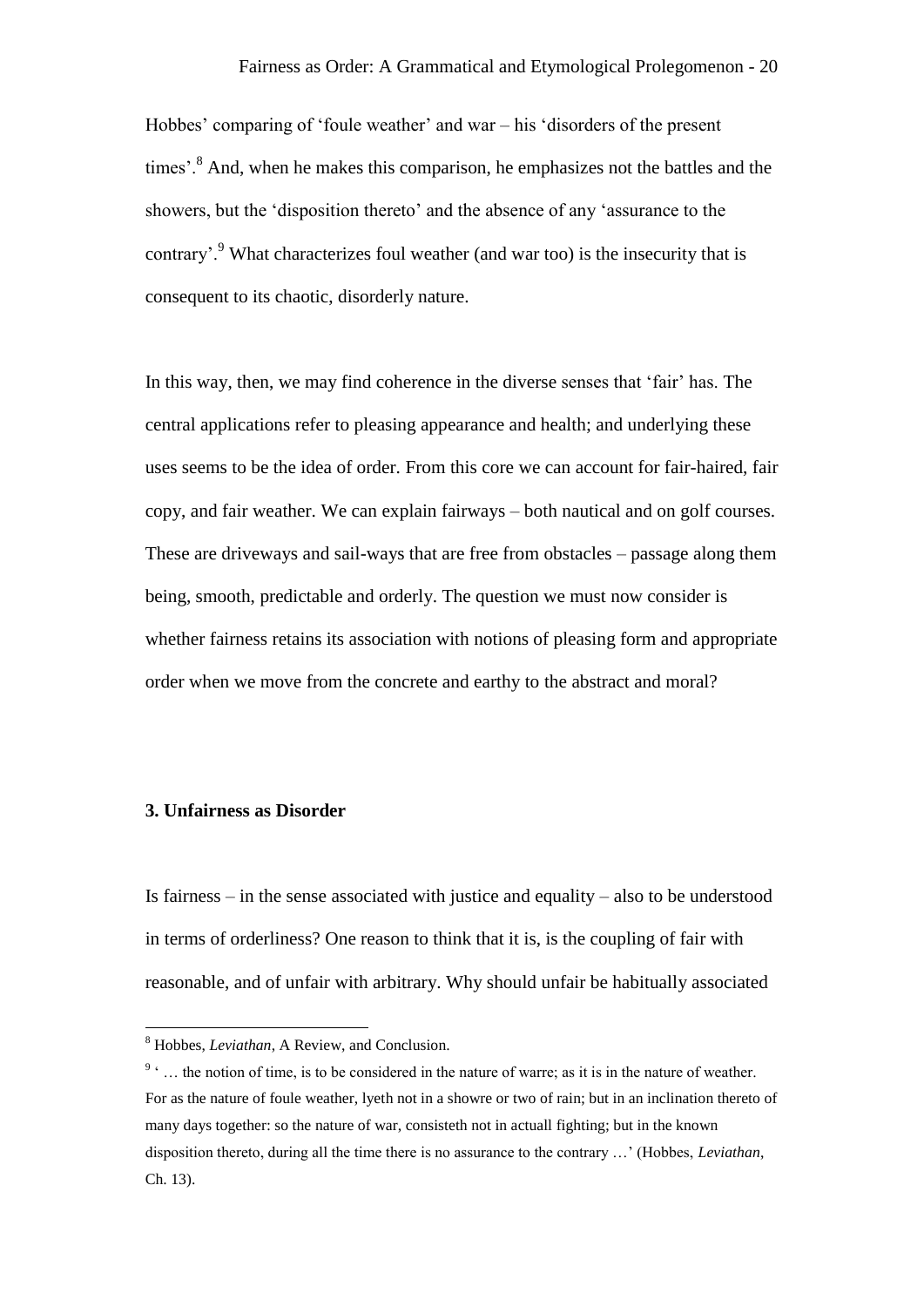Hobbes' comparing of 'foule weather' and war – his 'disorders of the present times'.[8] And, when he makes this comparison, he emphasizes not the battles and the showers, but the 'disposition thereto' and the absence of any 'assurance to the contrary'.[9] What characterizes foul weather (and war too) is the insecurity that is consequent to its chaotic, disorderly nature.

In this way, then, we may find coherence in the diverse senses that 'fair' has. The central applications refer to pleasing appearance and health; and underlying these uses seems to be the idea of order. From this core we can account for fair-haired, fair copy, and fair weather. We can explain fairways – both nautical and on golf courses. These are driveways and sail-ways that are free from obstacles – passage along them being, smooth, predictable and orderly. The question we must now consider is whether fairness retains its association with notions of pleasing form and appropriate order when we move from the concrete and earthy to the abstract and moral?

### 3. Unfairness as Disorder

Is fairness – in the sense associated with justice and equality – also to be understood in terms of orderliness? One reason to think that it is, is the coupling of fair with reasonable, and of unfair with arbitrary. Why should unfair be habitually associated

---

[8] Hobbes, *Leviathan*, A Review, and Conclusion.

[9] '… the notion of time, is to be considered in the nature of warre; as it is in the nature of weather. For as the nature of foule weather, lyeth not in a showre or two of rain; but in an inclination thereto of many days together: so the nature of war, consisteth not in actuall fighting; but in the known disposition thereto, during all the time there is no assurance to the contrary …' (Hobbes, *Leviathan*, Ch. 13).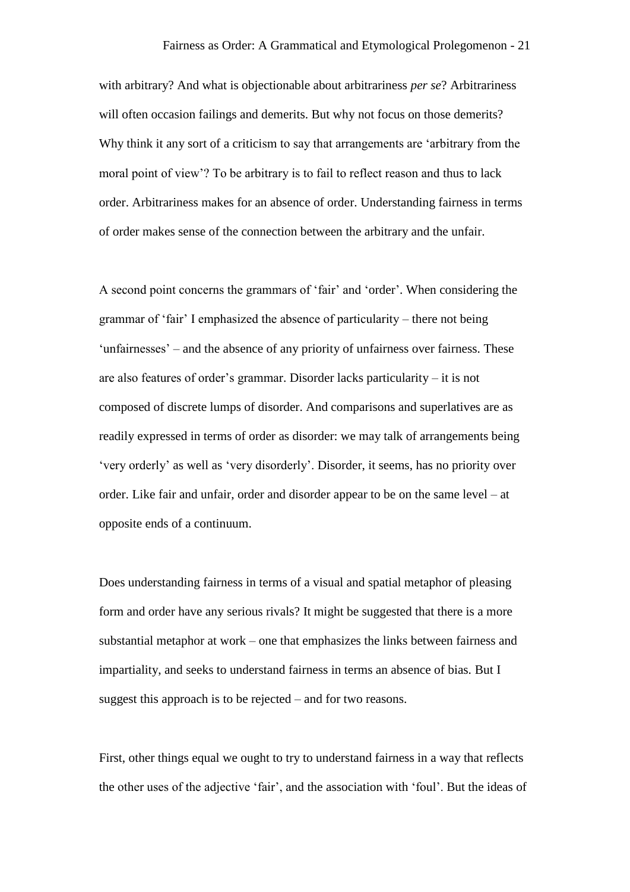with arbitrary? And what is objectionable about arbitrariness *per se*? Arbitrariness will often occasion failings and demerits. But why not focus on those demerits? Why think it any sort of a criticism to say that arrangements are 'arbitrary from the moral point of view'? To be arbitrary is to fail to reflect reason and thus to lack order. Arbitrariness makes for an absence of order. Understanding fairness in terms of order makes sense of the connection between the arbitrary and the unfair.

A second point concerns the grammars of 'fair' and 'order'. When considering the grammar of 'fair' I emphasized the absence of particularity – there not being 'unfairnesses' – and the absence of any priority of unfairness over fairness. These are also features of order's grammar. Disorder lacks particularity – it is not composed of discrete lumps of disorder. And comparisons and superlatives are as readily expressed in terms of order as disorder: we may talk of arrangements being 'very orderly' as well as 'very disorderly'. Disorder, it seems, has no priority over order. Like fair and unfair, order and disorder appear to be on the same level – at opposite ends of a continuum.

Does understanding fairness in terms of a visual and spatial metaphor of pleasing form and order have any serious rivals? It might be suggested that there is a more substantial metaphor at work – one that emphasizes the links between fairness and impartiality, and seeks to understand fairness in terms an absence of bias. But I suggest this approach is to be rejected – and for two reasons.

First, other things equal we ought to try to understand fairness in a way that reflects the other uses of the adjective 'fair', and the association with 'foul'. But the ideas of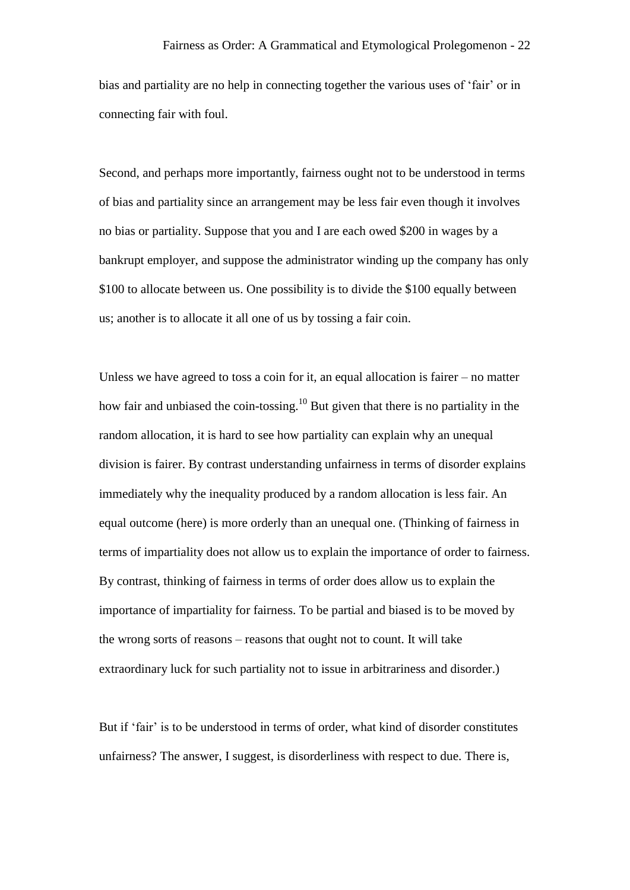bias and partiality are no help in connecting together the various uses of 'fair' or in connecting fair with foul.

Second, and perhaps more importantly, fairness ought not to be understood in terms of bias and partiality since an arrangement may be less fair even though it involves no bias or partiality. Suppose that you and I are each owed $200 in wages by a bankrupt employer, and suppose the administrator winding up the company has only $100 to allocate between us. One possibility is to divide the $100 equally between us; another is to allocate it all one of us by tossing a fair coin.

Unless we have agreed to toss a coin for it, an equal allocation is fairer – no matter how fair and unbiased the coin-tossing.[10] But given that there is no partiality in the random allocation, it is hard to see how partiality can explain why an unequal division is fairer. By contrast understanding unfairness in terms of disorder explains immediately why the inequality produced by a random allocation is less fair. An equal outcome (here) is more orderly than an unequal one. (Thinking of fairness in terms of impartiality does not allow us to explain the importance of order to fairness. By contrast, thinking of fairness in terms of order does allow us to explain the importance of impartiality for fairness. To be partial and biased is to be moved by the wrong sorts of reasons – reasons that ought not to count. It will take extraordinary luck for such partiality not to issue in arbitrariness and disorder.)

But if 'fair' is to be understood in terms of order, what kind of disorder constitutes unfairness? The answer, I suggest, is disorderliness with respect to due. There is,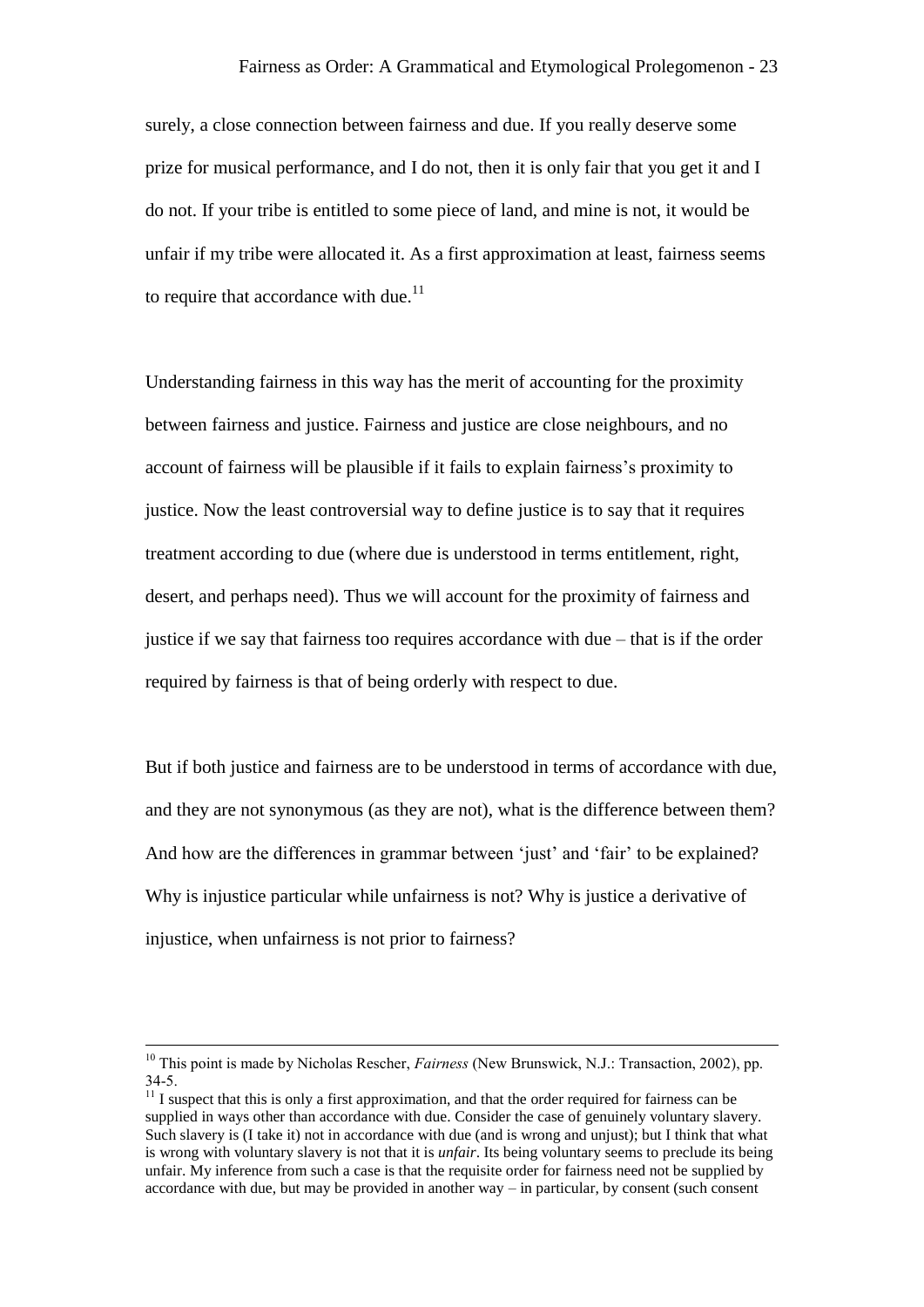surely, a close connection between fairness and due. If you really deserve some prize for musical performance, and I do not, then it is only fair that you get it and I do not. If your tribe is entitled to some piece of land, and mine is not, it would be unfair if my tribe were allocated it. As a first approximation at least, fairness seems to require that accordance with due.[11]

Understanding fairness in this way has the merit of accounting for the proximity between fairness and justice. Fairness and justice are close neighbours, and no account of fairness will be plausible if it fails to explain fairness's proximity to justice. Now the least controversial way to define justice is to say that it requires treatment according to due (where due is understood in terms entitlement, right, desert, and perhaps need). Thus we will account for the proximity of fairness and justice if we say that fairness too requires accordance with due – that is if the order required by fairness is that of being orderly with respect to due.

But if both justice and fairness are to be understood in terms of accordance with due, and they are not synonymous (as they are not), what is the difference between them? And how are the differences in grammar between 'just' and 'fair' to be explained? Why is injustice particular while unfairness is not? Why is justice a derivative of injustice, when unfairness is not prior to fairness?

---

[10] This point is made by Nicholas Rescher, *Fairness* (New Brunswick, N.J.: Transaction, 2002), pp. 34-5.

[11] I suspect that this is only a first approximation, and that the order required for fairness can be supplied in ways other than accordance with due. Consider the case of genuinely voluntary slavery. Such slavery is (I take it) not in accordance with due (and is wrong and unjust); but I think that what is wrong with voluntary slavery is not that it is *unfair*. Its being voluntary seems to preclude its being unfair. My inference from such a case is that the requisite order for fairness need not be supplied by accordance with due, but may be provided in another way – in particular, by consent (such consent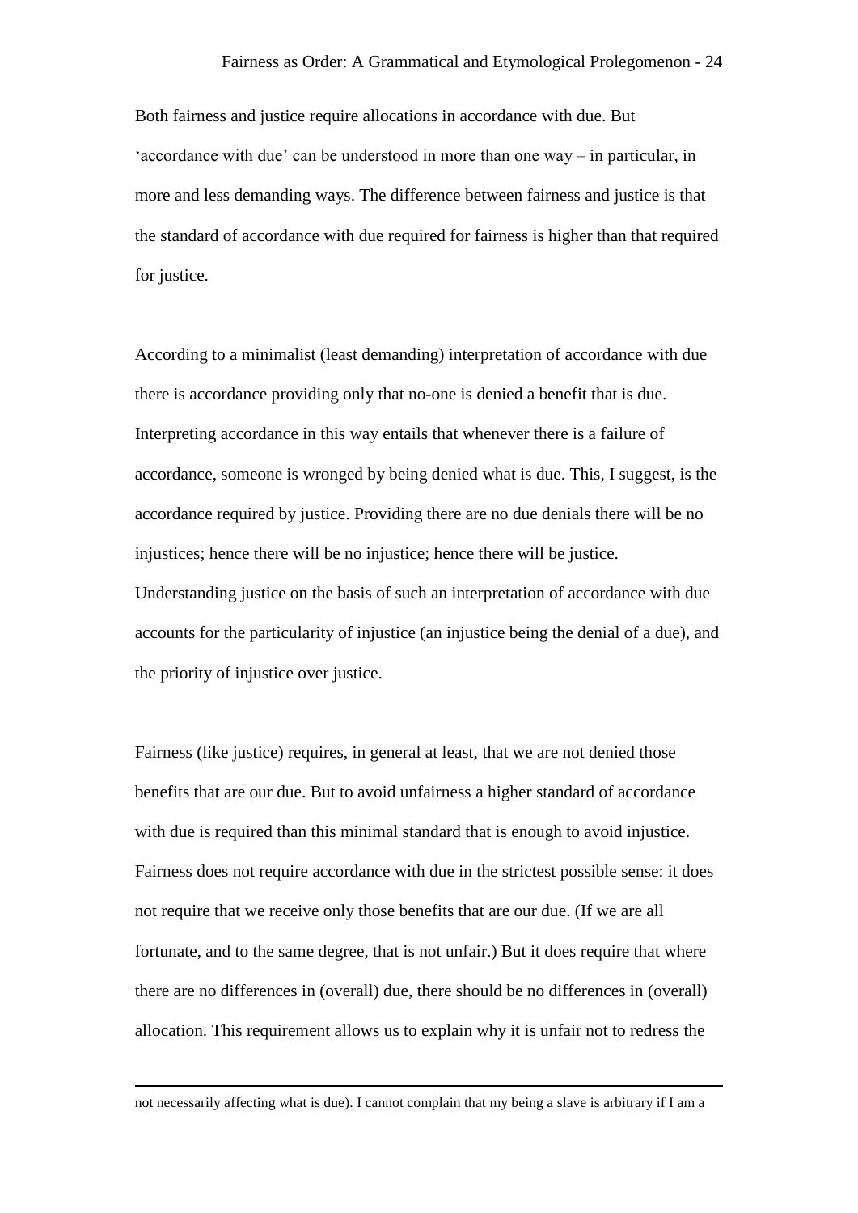Both fairness and justice require allocations in accordance with due. But 'accordance with due' can be understood in more than one way – in particular, in more and less demanding ways. The difference between fairness and justice is that the standard of accordance with due required for fairness is higher than that required for justice.

According to a minimalist (least demanding) interpretation of accordance with due there is accordance providing only that no-one is denied a benefit that is due. Interpreting accordance in this way entails that whenever there is a failure of accordance, someone is wronged by being denied what is due. This, I suggest, is the accordance required by justice. Providing there are no due denials there will be no injustices; hence there will be no injustice; hence there will be justice. Understanding justice on the basis of such an interpretation of accordance with due accounts for the particularity of injustice (an injustice being the denial of a due), and the priority of injustice over justice.

Fairness (like justice) requires, in general at least, that we are not denied those benefits that are our due. But to avoid unfairness a higher standard of accordance with due is required than this minimal standard that is enough to avoid injustice. Fairness does not require accordance with due in the strictest possible sense: it does not require that we receive only those benefits that are our due. (If we are all fortunate, and to the same degree, that is not unfair.) But it does require that where there are no differences in (overall) due, there should be no differences in (overall) allocation. This requirement allows us to explain why it is unfair not to redress the

---

not necessarily affecting what is due). I cannot complain that my being a slave is arbitrary if I am a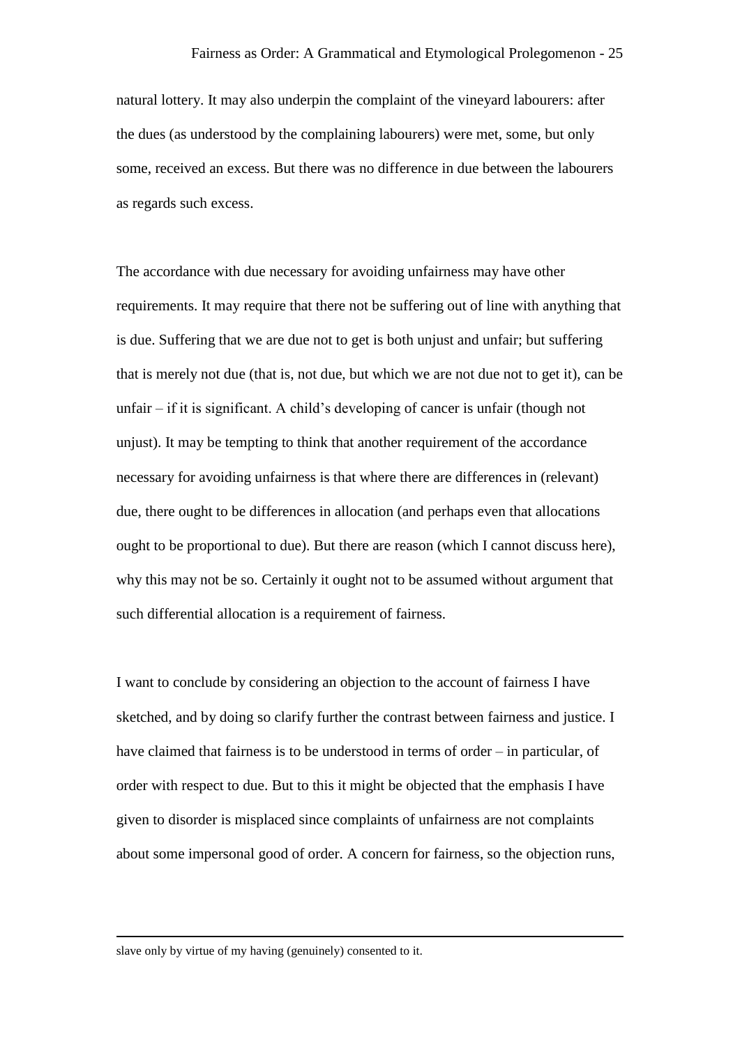natural lottery. It may also underpin the complaint of the vineyard labourers: after the dues (as understood by the complaining labourers) were met, some, but only some, received an excess. But there was no difference in due between the labourers as regards such excess.

The accordance with due necessary for avoiding unfairness may have other requirements. It may require that there not be suffering out of line with anything that is due. Suffering that we are due not to get is both unjust and unfair; but suffering that is merely not due (that is, not due, but which we are not due not to get it), can be unfair – if it is significant. A child's developing of cancer is unfair (though not unjust). It may be tempting to think that another requirement of the accordance necessary for avoiding unfairness is that where there are differences in (relevant) due, there ought to be differences in allocation (and perhaps even that allocations ought to be proportional to due). But there are reason (which I cannot discuss here), why this may not be so. Certainly it ought not to be assumed without argument that such differential allocation is a requirement of fairness.

I want to conclude by considering an objection to the account of fairness I have sketched, and by doing so clarify further the contrast between fairness and justice. I have claimed that fairness is to be understood in terms of order – in particular, of order with respect to due. But to this it might be objected that the emphasis I have given to disorder is misplaced since complaints of unfairness are not complaints about some impersonal good of order. A concern for fairness, so the objection runs,

---

slave only by virtue of my having (genuinely) consented to it.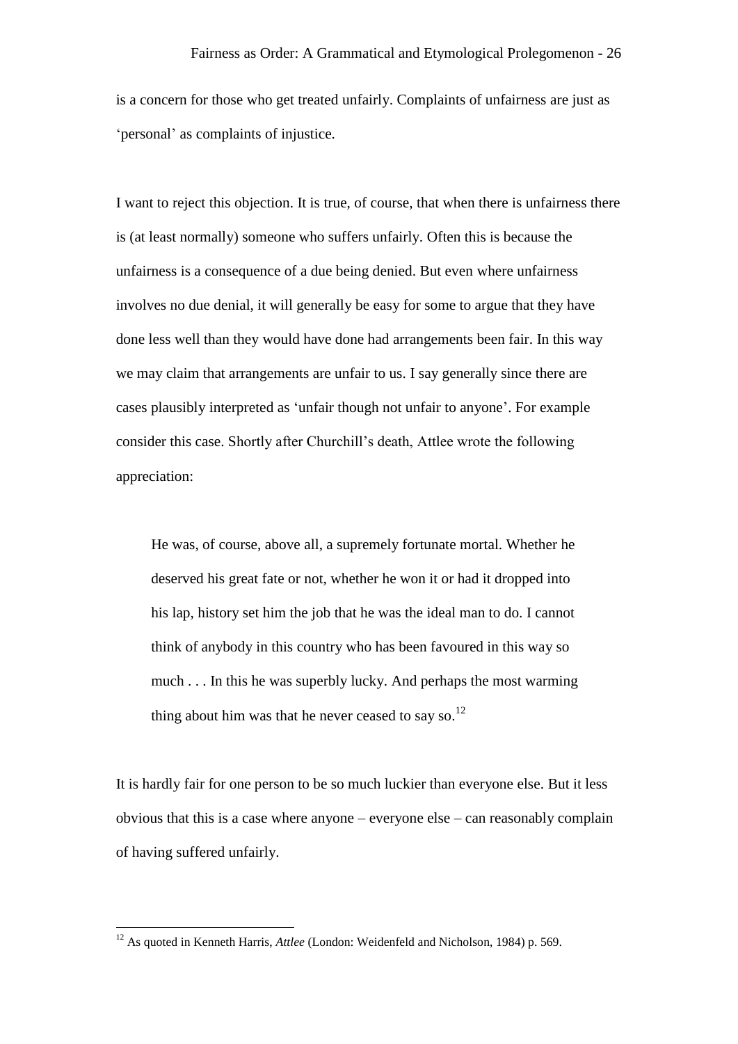is a concern for those who get treated unfairly. Complaints of unfairness are just as 'personal' as complaints of injustice.

I want to reject this objection. It is true, of course, that when there is unfairness there is (at least normally) someone who suffers unfairly. Often this is because the unfairness is a consequence of a due being denied. But even where unfairness involves no due denial, it will generally be easy for some to argue that they have done less well than they would have done had arrangements been fair. In this way we may claim that arrangements are unfair to us. I say generally since there are cases plausibly interpreted as 'unfair though not unfair to anyone'. For example consider this case. Shortly after Churchill's death, Attlee wrote the following appreciation:

> He was, of course, above all, a supremely fortunate mortal. Whether he deserved his great fate or not, whether he won it or had it dropped into his lap, history set him the job that he was the ideal man to do. I cannot think of anybody in this country who has been favoured in this way so much . . . In this he was superbly lucky. And perhaps the most warming thing about him was that he never ceased to say so.[12]

It is hardly fair for one person to be so much luckier than everyone else. But it less obvious that this is a case where anyone – everyone else – can reasonably complain of having suffered unfairly.

[12] As quoted in Kenneth Harris, *Attlee* (London: Weidenfeld and Nicholson, 1984) p. 569.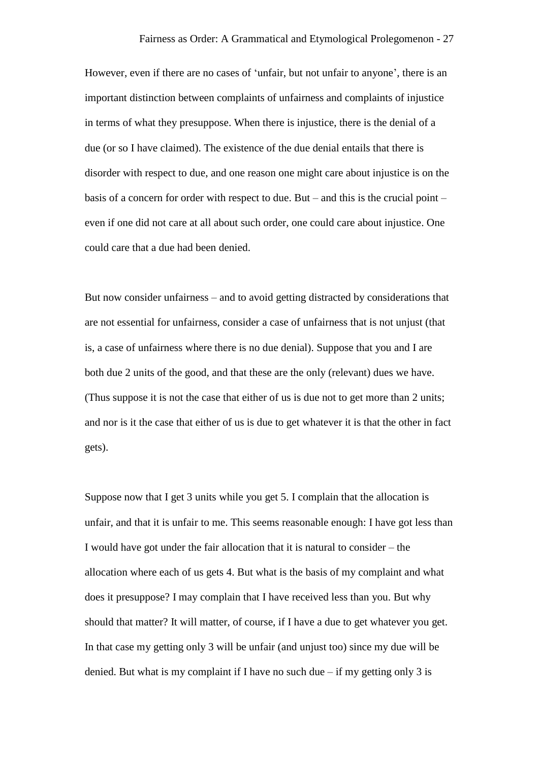However, even if there are no cases of ‘unfair, but not unfair to anyone’, there is an important distinction between complaints of unfairness and complaints of injustice in terms of what they presuppose. When there is injustice, there is the denial of a due (or so I have claimed). The existence of the due denial entails that there is disorder with respect to due, and one reason one might care about injustice is on the basis of a concern for order with respect to due. But – and this is the crucial point – even if one did not care at all about such order, one could care about injustice. One could care that a due had been denied.

But now consider unfairness – and to avoid getting distracted by considerations that are not essential for unfairness, consider a case of unfairness that is not unjust (that is, a case of unfairness where there is no due denial). Suppose that you and I are both due 2 units of the good, and that these are the only (relevant) dues we have. (Thus suppose it is not the case that either of us is due not to get more than 2 units; and nor is it the case that either of us is due to get whatever it is that the other in fact gets).

Suppose now that I get 3 units while you get 5. I complain that the allocation is unfair, and that it is unfair to me. This seems reasonable enough: I have got less than I would have got under the fair allocation that it is natural to consider – the allocation where each of us gets 4. But what is the basis of my complaint and what does it presuppose? I may complain that I have received less than you. But why should that matter? It will matter, of course, if I have a due to get whatever you get. In that case my getting only 3 will be unfair (and unjust too) since my due will be denied. But what is my complaint if I have no such due – if my getting only 3 is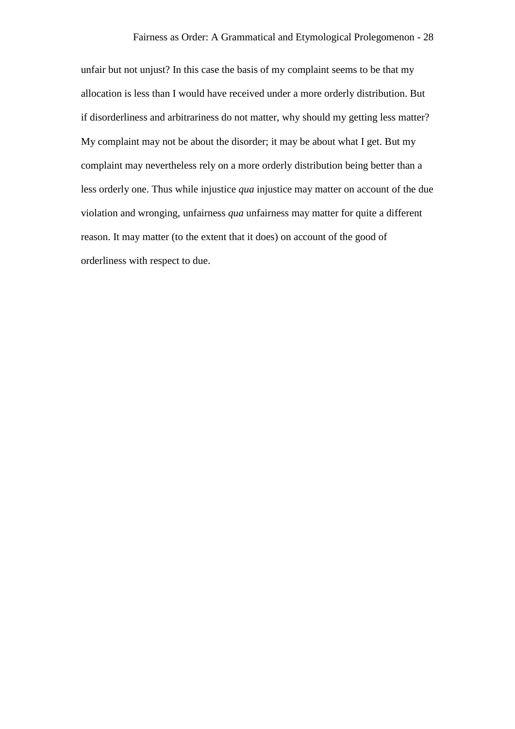unfair but not unjust? In this case the basis of my complaint seems to be that my allocation is less than I would have received under a more orderly distribution. But if disorderliness and arbitrariness do not matter, why should my getting less matter? My complaint may not be about the disorder; it may be about what I get. But my complaint may nevertheless rely on a more orderly distribution being better than a less orderly one. Thus while injustice *qua* injustice may matter on account of the due violation and wronging, unfairness *qua* unfairness may matter for quite a different reason. It may matter (to the extent that it does) on account of the good of orderliness with respect to due.